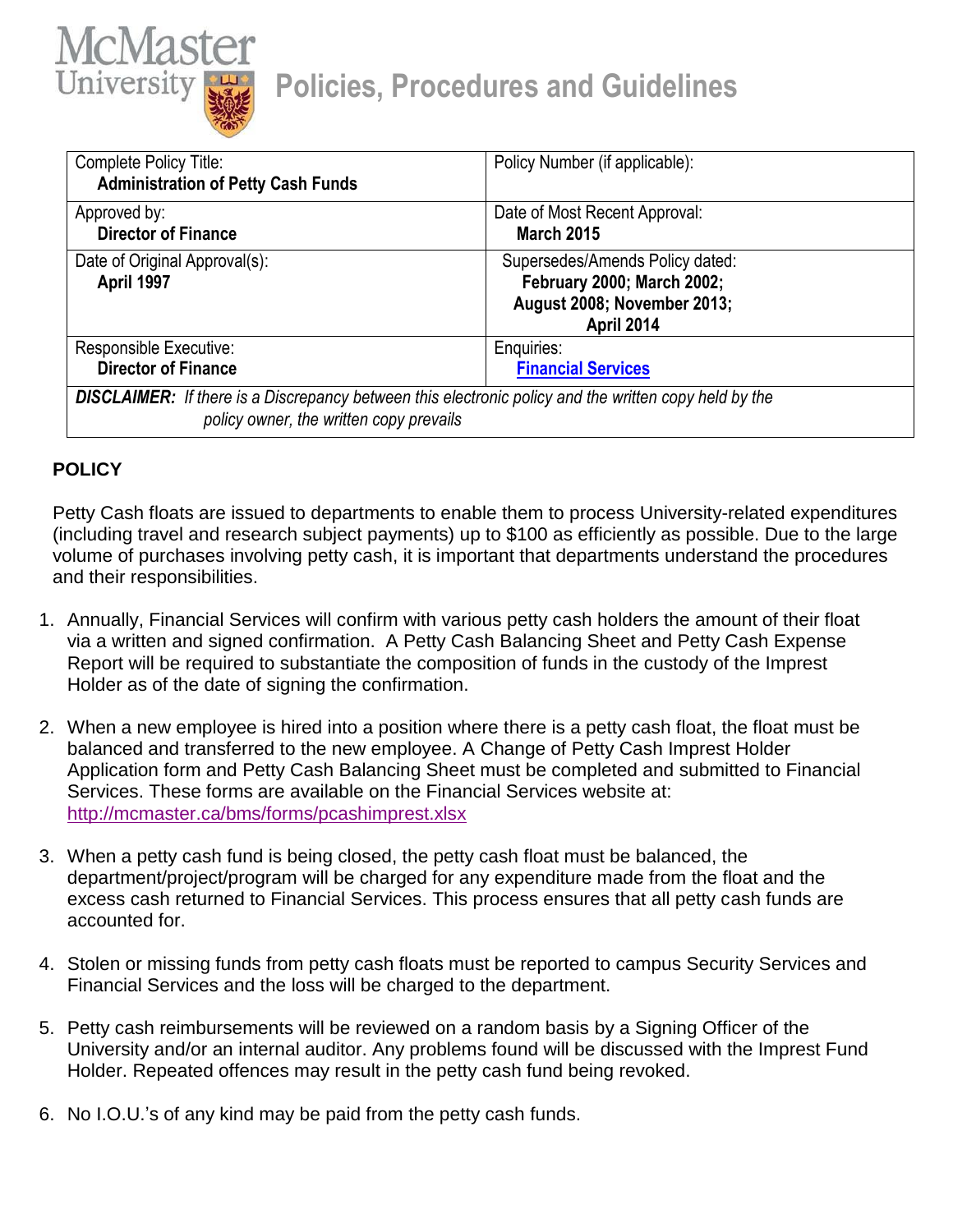# McMaster University Policies, Procedures and Guidelines

| Complete Policy Title: **Administration of Petty Cash Funds** | Policy Number (if applicable): |
|---|---|
| Approved by: **Director of Finance** | Date of Most Recent Approval: **March 2015** |
| Date of Original Approval(s): **April 1997** | Supersedes/Amends Policy dated: **February 2000; March 2002; August 2008; November 2013; April 2014** |
| Responsible Executive: **Director of Finance** | Enquiries: **Financial Services** |
| ***DISCLAIMER:*** *If there is a Discrepancy between this electronic policy and the written copy held by the policy owner, the written copy prevails* | |

## POLICY

Petty Cash floats are issued to departments to enable them to process University-related expenditures (including travel and research subject payments) up to $100 as efficiently as possible. Due to the large volume of purchases involving petty cash, it is important that departments understand the procedures and their responsibilities.

1. Annually, Financial Services will confirm with various petty cash holders the amount of their float via a written and signed confirmation. A Petty Cash Balancing Sheet and Petty Cash Expense Report will be required to substantiate the composition of funds in the custody of the Imprest Holder as of the date of signing the confirmation.

2. When a new employee is hired into a position where there is a petty cash float, the float must be balanced and transferred to the new employee. A Change of Petty Cash Imprest Holder Application form and Petty Cash Balancing Sheet must be completed and submitted to Financial Services. These forms are available on the Financial Services website at: http://mcmaster.ca/bms/forms/pcashimprest.xlsx

3. When a petty cash fund is being closed, the petty cash float must be balanced, the department/project/program will be charged for any expenditure made from the float and the excess cash returned to Financial Services. This process ensures that all petty cash funds are accounted for.

4. Stolen or missing funds from petty cash floats must be reported to campus Security Services and Financial Services and the loss will be charged to the department.

5. Petty cash reimbursements will be reviewed on a random basis by a Signing Officer of the University and/or an internal auditor. Any problems found will be discussed with the Imprest Fund Holder. Repeated offences may result in the petty cash fund being revoked.

6. No I.O.U.'s of any kind may be paid from the petty cash funds.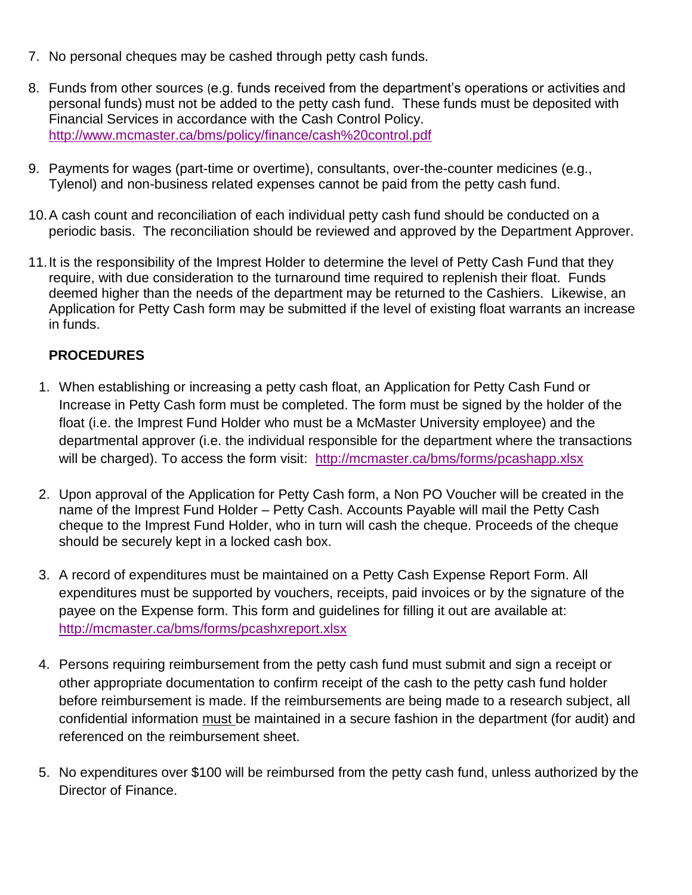7. No personal cheques may be cashed through petty cash funds.

8. Funds from other sources (e.g. funds received from the department's operations or activities and personal funds) must not be added to the petty cash fund. These funds must be deposited with Financial Services in accordance with the Cash Control Policy. http://www.mcmaster.ca/bms/policy/finance/cash%20control.pdf

9. Payments for wages (part-time or overtime), consultants, over-the-counter medicines (e.g., Tylenol) and non-business related expenses cannot be paid from the petty cash fund.

10. A cash count and reconciliation of each individual petty cash fund should be conducted on a periodic basis. The reconciliation should be reviewed and approved by the Department Approver.

11. It is the responsibility of the Imprest Holder to determine the level of Petty Cash Fund that they require, with due consideration to the turnaround time required to replenish their float. Funds deemed higher than the needs of the department may be returned to the Cashiers. Likewise, an Application for Petty Cash form may be submitted if the level of existing float warrants an increase in funds.

**PROCEDURES**

1. When establishing or increasing a petty cash float, an Application for Petty Cash Fund or Increase in Petty Cash form must be completed. The form must be signed by the holder of the float (i.e. the Imprest Fund Holder who must be a McMaster University employee) and the departmental approver (i.e. the individual responsible for the department where the transactions will be charged). To access the form visit: http://mcmaster.ca/bms/forms/pcashapp.xlsx

2. Upon approval of the Application for Petty Cash form, a Non PO Voucher will be created in the name of the Imprest Fund Holder – Petty Cash. Accounts Payable will mail the Petty Cash cheque to the Imprest Fund Holder, who in turn will cash the cheque. Proceeds of the cheque should be securely kept in a locked cash box.

3. A record of expenditures must be maintained on a Petty Cash Expense Report Form. All expenditures must be supported by vouchers, receipts, paid invoices or by the signature of the payee on the Expense form. This form and guidelines for filling it out are available at: http://mcmaster.ca/bms/forms/pcashxreport.xlsx

4. Persons requiring reimbursement from the petty cash fund must submit and sign a receipt or other appropriate documentation to confirm receipt of the cash to the petty cash fund holder before reimbursement is made. If the reimbursements are being made to a research subject, all confidential information <u>must</u> be maintained in a secure fashion in the department (for audit) and referenced on the reimbursement sheet.

5. No expenditures over $100 will be reimbursed from the petty cash fund, unless authorized by the Director of Finance.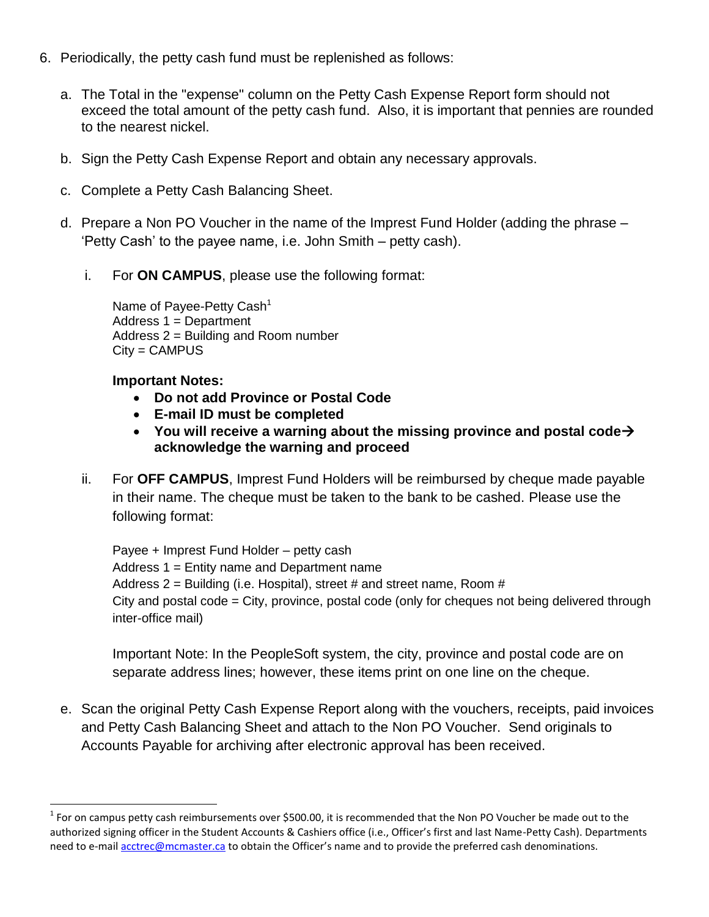6. Periodically, the petty cash fund must be replenished as follows:

   a. The Total in the "expense" column on the Petty Cash Expense Report form should not exceed the total amount of the petty cash fund. Also, it is important that pennies are rounded to the nearest nickel.

   b. Sign the Petty Cash Expense Report and obtain any necessary approvals.

   c. Complete a Petty Cash Balancing Sheet.

   d. Prepare a Non PO Voucher in the name of the Imprest Fund Holder (adding the phrase – 'Petty Cash' to the payee name, i.e. John Smith – petty cash).

      i. For **ON CAMPUS**, please use the following format:

         Name of Payee-Petty Cash[1]
         Address 1 = Department
         Address 2 = Building and Room number
         City = CAMPUS

         **Important Notes:**
         - **Do not add Province or Postal Code**
         - **E-mail ID must be completed**
         - **You will receive a warning about the missing province and postal code→ acknowledge the warning and proceed**

      ii. For **OFF CAMPUS**, Imprest Fund Holders will be reimbursed by cheque made payable in their name. The cheque must be taken to the bank to be cashed. Please use the following format:

         Payee + Imprest Fund Holder – petty cash
         Address 1 = Entity name and Department name
         Address 2 = Building (i.e. Hospital), street # and street name, Room #
         City and postal code = City, province, postal code (only for cheques not being delivered through inter-office mail)

         Important Note: In the PeopleSoft system, the city, province and postal code are on separate address lines; however, these items print on one line on the cheque.

   e. Scan the original Petty Cash Expense Report along with the vouchers, receipts, paid invoices and Petty Cash Balancing Sheet and attach to the Non PO Voucher. Send originals to Accounts Payable for archiving after electronic approval has been received.

---

[1] For on campus petty cash reimbursements over $500.00, it is recommended that the Non PO Voucher be made out to the authorized signing officer in the Student Accounts & Cashiers office (i.e., Officer's first and last Name-Petty Cash). Departments need to e-mail acctrec@mcmaster.ca to obtain the Officer's name and to provide the preferred cash denominations.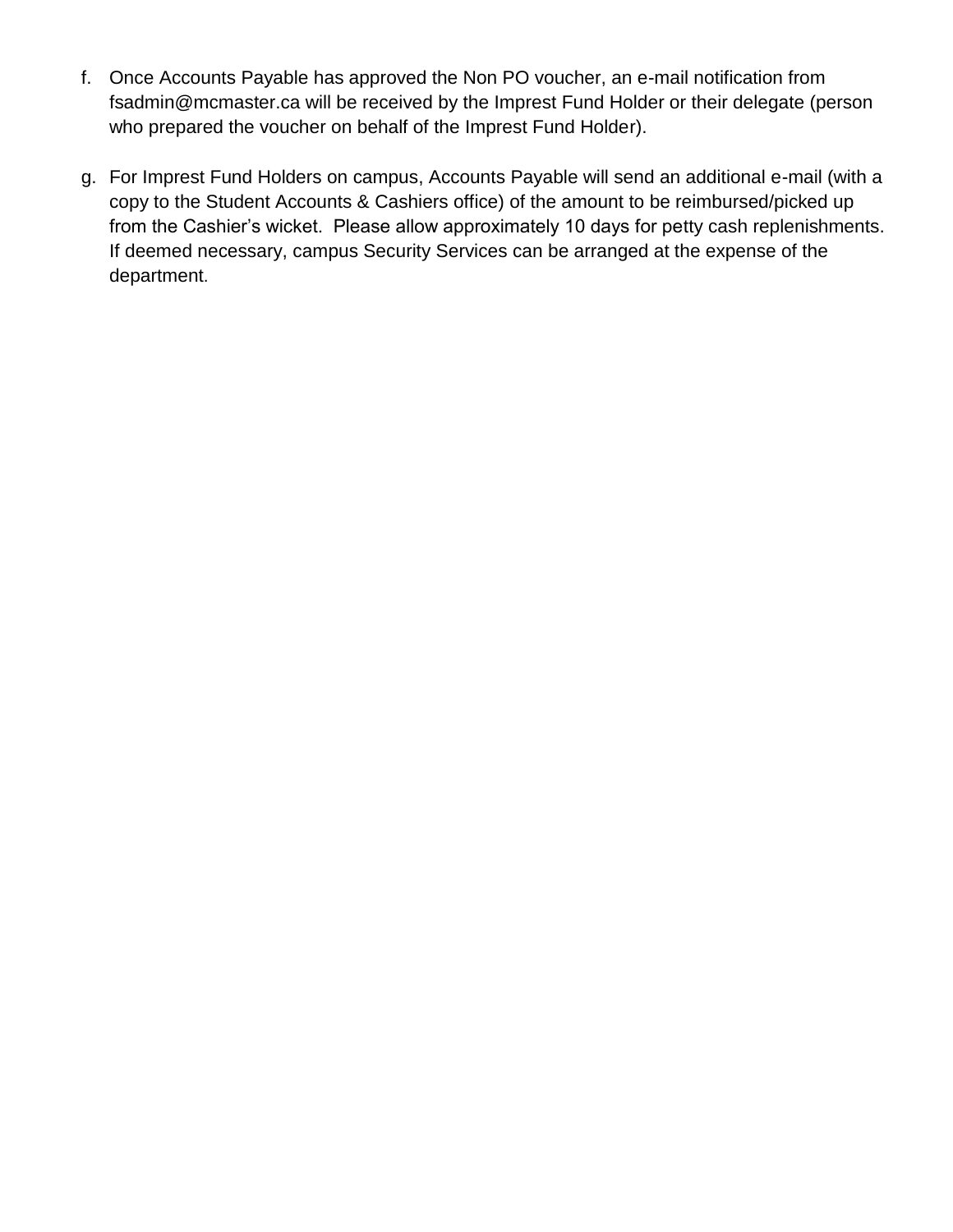f. Once Accounts Payable has approved the Non PO voucher, an e-mail notification from fsadmin@mcmaster.ca will be received by the Imprest Fund Holder or their delegate (person who prepared the voucher on behalf of the Imprest Fund Holder).

g. For Imprest Fund Holders on campus, Accounts Payable will send an additional e-mail (with a copy to the Student Accounts & Cashiers office) of the amount to be reimbursed/picked up from the Cashier's wicket. Please allow approximately 10 days for petty cash replenishments. If deemed necessary, campus Security Services can be arranged at the expense of the department.